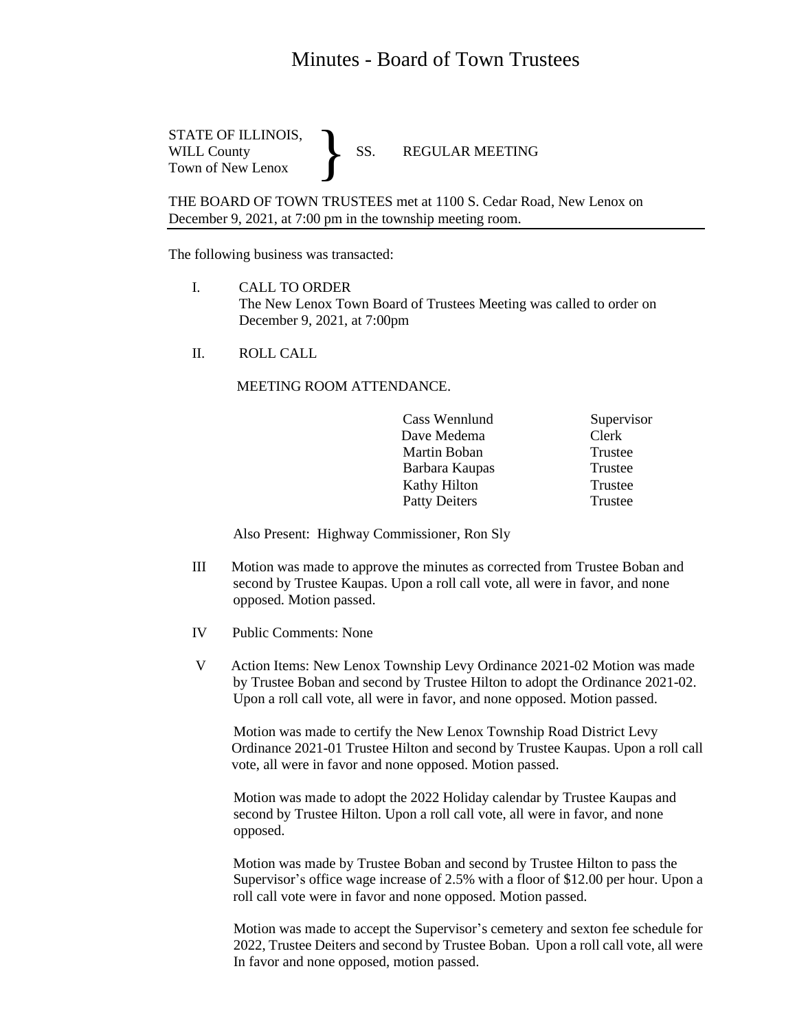# Minutes - Board of Town Trustees

STATE OF ILLINOIS,
WILL County
Town of New Lenox } SS. REGULAR MEETING

THE BOARD OF TOWN TRUSTEES met at 1100 S. Cedar Road, New Lenox on December 9, 2021, at 7:00 pm in the township meeting room.

The following business was transacted:

I. CALL TO ORDER
The New Lenox Town Board of Trustees Meeting was called to order on December 9, 2021, at 7:00pm

II. ROLL CALL

MEETING ROOM ATTENDANCE.

| | |
|---|---|
| Cass Wennlund | Supervisor |
| Dave Medema | Clerk |
| Martin Boban | Trustee |
| Barbara Kaupas | Trustee |
| Kathy Hilton | Trustee |
| Patty Deiters | Trustee |

Also Present: Highway Commissioner, Ron Sly

III Motion was made to approve the minutes as corrected from Trustee Boban and second by Trustee Kaupas. Upon a roll call vote, all were in favor, and none opposed. Motion passed.

IV Public Comments: None

V Action Items: New Lenox Township Levy Ordinance 2021-02 Motion was made by Trustee Boban and second by Trustee Hilton to adopt the Ordinance 2021-02. Upon a roll call vote, all were in favor, and none opposed. Motion passed.

Motion was made to certify the New Lenox Township Road District Levy Ordinance 2021-01 Trustee Hilton and second by Trustee Kaupas. Upon a roll call vote, all were in favor and none opposed. Motion passed.

Motion was made to adopt the 2022 Holiday calendar by Trustee Kaupas and second by Trustee Hilton. Upon a roll call vote, all were in favor, and none opposed.

Motion was made by Trustee Boban and second by Trustee Hilton to pass the Supervisor's office wage increase of 2.5% with a floor of $12.00 per hour. Upon a roll call vote were in favor and none opposed. Motion passed.

Motion was made to accept the Supervisor's cemetery and sexton fee schedule for 2022, Trustee Deiters and second by Trustee Boban. Upon a roll call vote, all were In favor and none opposed, motion passed.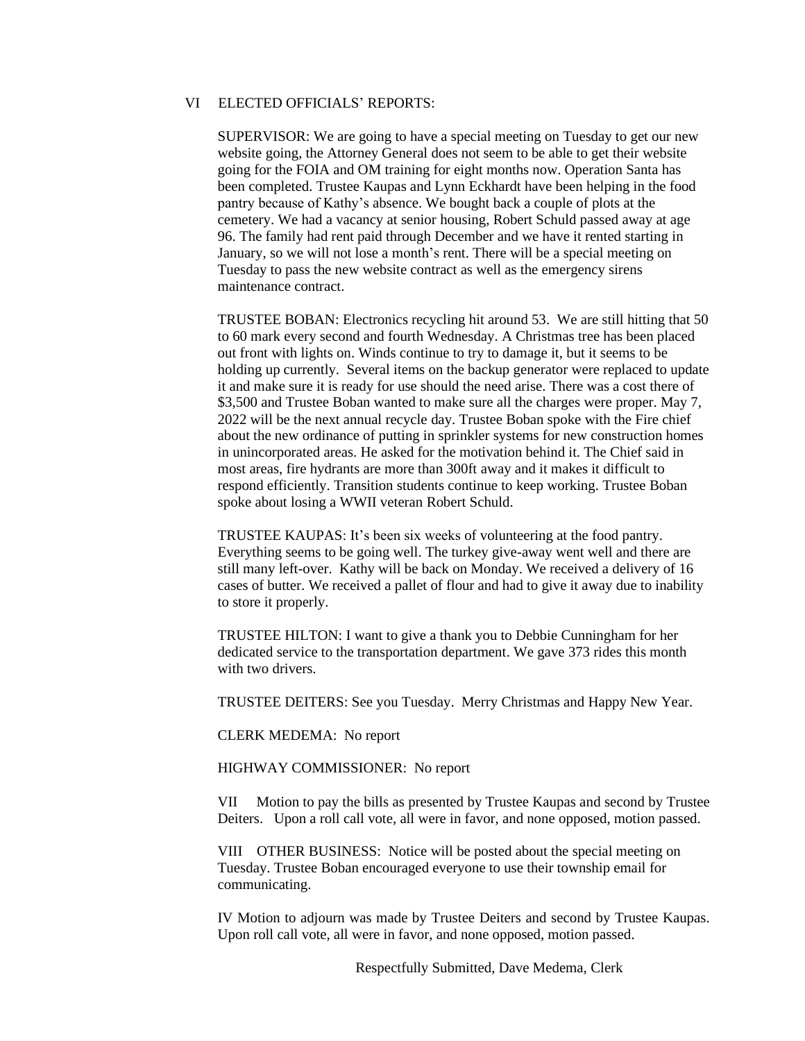VI ELECTED OFFICIALS' REPORTS:

SUPERVISOR: We are going to have a special meeting on Tuesday to get our new website going, the Attorney General does not seem to be able to get their website going for the FOIA and OM training for eight months now. Operation Santa has been completed. Trustee Kaupas and Lynn Eckhardt have been helping in the food pantry because of Kathy's absence. We bought back a couple of plots at the cemetery. We had a vacancy at senior housing, Robert Schuld passed away at age 96. The family had rent paid through December and we have it rented starting in January, so we will not lose a month's rent. There will be a special meeting on Tuesday to pass the new website contract as well as the emergency sirens maintenance contract.

TRUSTEE BOBAN: Electronics recycling hit around 53. We are still hitting that 50 to 60 mark every second and fourth Wednesday. A Christmas tree has been placed out front with lights on. Winds continue to try to damage it, but it seems to be holding up currently. Several items on the backup generator were replaced to update it and make sure it is ready for use should the need arise. There was a cost there of $3,500 and Trustee Boban wanted to make sure all the charges were proper. May 7, 2022 will be the next annual recycle day. Trustee Boban spoke with the Fire chief about the new ordinance of putting in sprinkler systems for new construction homes in unincorporated areas. He asked for the motivation behind it. The Chief said in most areas, fire hydrants are more than 300ft away and it makes it difficult to respond efficiently. Transition students continue to keep working. Trustee Boban spoke about losing a WWII veteran Robert Schuld.

TRUSTEE KAUPAS: It's been six weeks of volunteering at the food pantry. Everything seems to be going well. The turkey give-away went well and there are still many left-over. Kathy will be back on Monday. We received a delivery of 16 cases of butter. We received a pallet of flour and had to give it away due to inability to store it properly.

TRUSTEE HILTON: I want to give a thank you to Debbie Cunningham for her dedicated service to the transportation department. We gave 373 rides this month with two drivers.

TRUSTEE DEITERS: See you Tuesday. Merry Christmas and Happy New Year.

CLERK MEDEMA: No report

HIGHWAY COMMISSIONER: No report

VII Motion to pay the bills as presented by Trustee Kaupas and second by Trustee Deiters. Upon a roll call vote, all were in favor, and none opposed, motion passed.

VIII OTHER BUSINESS: Notice will be posted about the special meeting on Tuesday. Trustee Boban encouraged everyone to use their township email for communicating.

IV Motion to adjourn was made by Trustee Deiters and second by Trustee Kaupas. Upon roll call vote, all were in favor, and none opposed, motion passed.

Respectfully Submitted, Dave Medema, Clerk